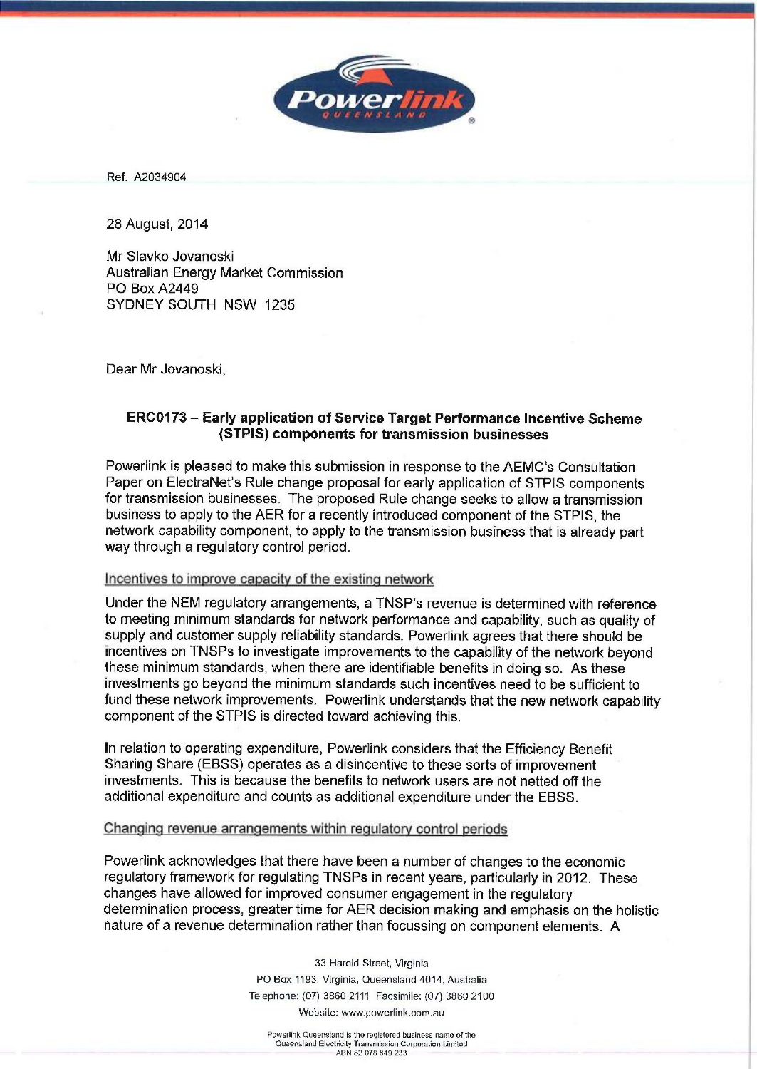Ref. A2034904

28 August, 2014

Mr Slavko Jovanoski
Australian Energy Market Commission
PO Box A2449
SYDNEY SOUTH NSW 1235

Dear Mr Jovanoski,

**ERC0173 – Early application of Service Target Performance Incentive Scheme (STPIS) components for transmission businesses**

Powerlink is pleased to make this submission in response to the AEMC's Consultation Paper on ElectraNet's Rule change proposal for early application of STPIS components for transmission businesses. The proposed Rule change seeks to allow a transmission business to apply to the AER for a recently introduced component of the STPIS, the network capability component, to apply to the transmission business that is already part way through a regulatory control period.

## Incentives to improve capacity of the existing network

Under the NEM regulatory arrangements, a TNSP's revenue is determined with reference to meeting minimum standards for network performance and capability, such as quality of supply and customer supply reliability standards. Powerlink agrees that there should be incentives on TNSPs to investigate improvements to the capability of the network beyond these minimum standards, when there are identifiable benefits in doing so. As these investments go beyond the minimum standards such incentives need to be sufficient to fund these network improvements. Powerlink understands that the new network capability component of the STPIS is directed toward achieving this.

In relation to operating expenditure, Powerlink considers that the Efficiency Benefit Sharing Share (EBSS) operates as a disincentive to these sorts of improvement investments. This is because the benefits to network users are not netted off the additional expenditure and counts as additional expenditure under the EBSS.

## Changing revenue arrangements within regulatory control periods

Powerlink acknowledges that there have been a number of changes to the economic regulatory framework for regulating TNSPs in recent years, particularly in 2012. These changes have allowed for improved consumer engagement in the regulatory determination process, greater time for AER decision making and emphasis on the holistic nature of a revenue determination rather than focussing on component elements. A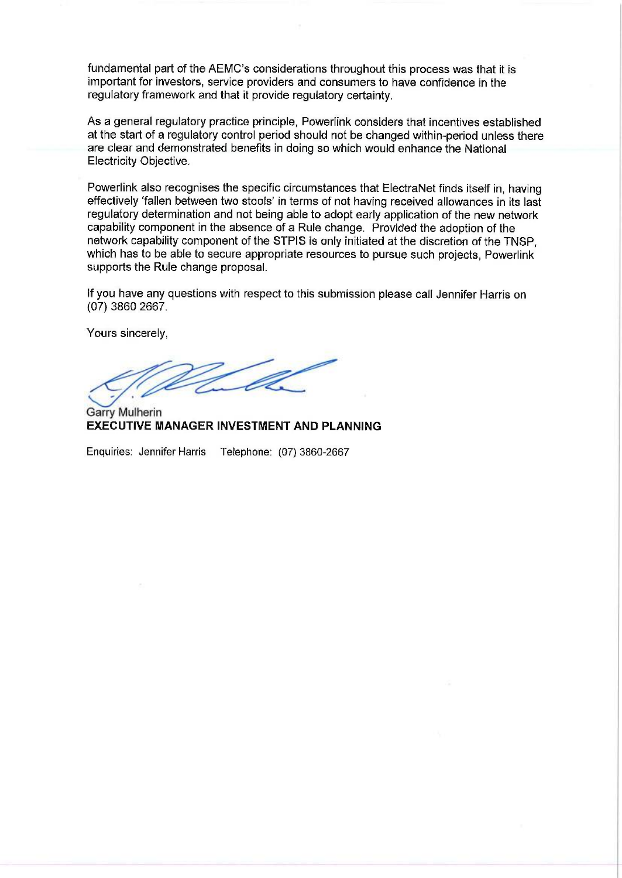fundamental part of the AEMC's considerations throughout this process was that it is important for investors, service providers and consumers to have confidence in the regulatory framework and that it provide regulatory certainty.

As a general regulatory practice principle, Powerlink considers that incentives established at the start of a regulatory control period should not be changed within-period unless there are clear and demonstrated benefits in doing so which would enhance the National Electricity Objective.

Powerlink also recognises the specific circumstances that ElectraNet finds itself in, having effectively 'fallen between two stools' in terms of not having received allowances in its last regulatory determination and not being able to adopt early application of the new network capability component in the absence of a Rule change. Provided the adoption of the network capability component of the STPIS is only initiated at the discretion of the TNSP, which has to be able to secure appropriate resources to pursue such projects, Powerlink supports the Rule change proposal.

If you have any questions with respect to this submission please call Jennifer Harris on (07) 3860 2667.

Yours sincerely,

Garry Mulherin
**EXECUTIVE MANAGER INVESTMENT AND PLANNING**

Enquiries: Jennifer Harris  Telephone: (07) 3860-2667